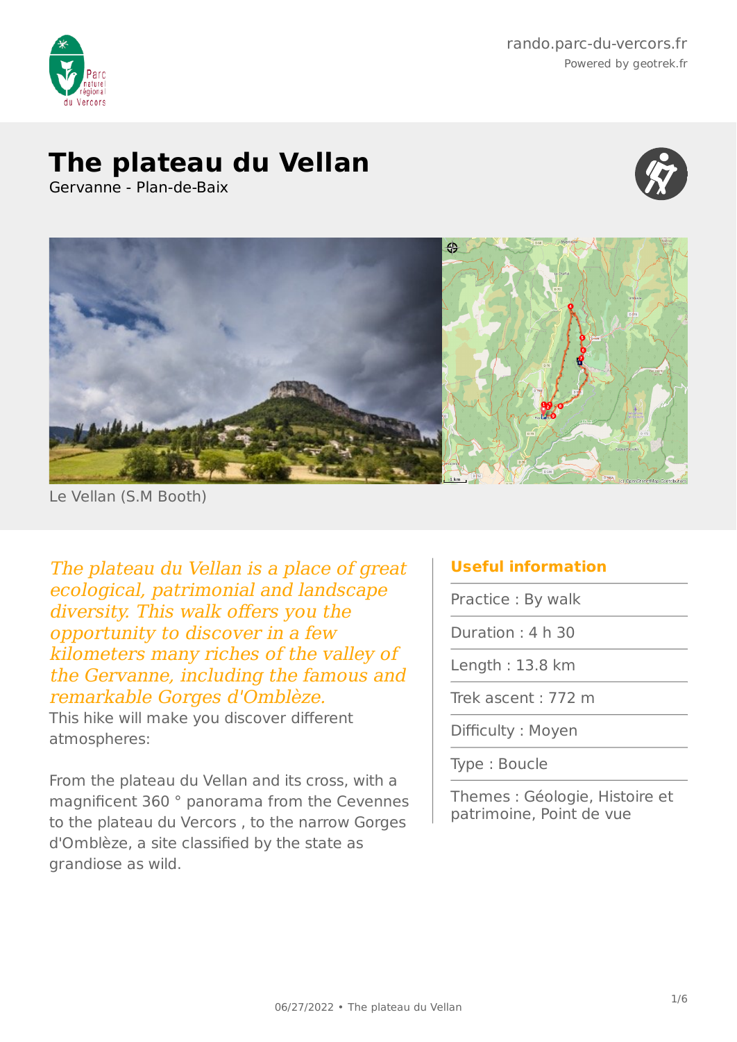# The plateau du Vellan

Gervanne - Plan-de-Baix

Le Vellan (S.M Booth)

*The plateau du Vellan is a place of great ecological, patrimonial and landscape diversity. This walk offers you the opportunity to discover in a few kilometers many riches of the valley of the Gervanne, including the famous and remarkable Gorges d'Omblèze.*

This hike will make you discover different atmospheres:

From the plateau du Vellan and its cross, with a magnificent 360 ° panorama from the Cevennes to the plateau du Vercors , to the narrow Gorges d'Omblèze, a site classified by the state as grandiose as wild.

## Useful information

Practice : By walk

Duration : 4 h 30

Length : 13.8 km

Trek ascent : 772 m

Difficulty : Moyen

Type : Boucle

Themes : Géologie, Histoire et patrimoine, Point de vue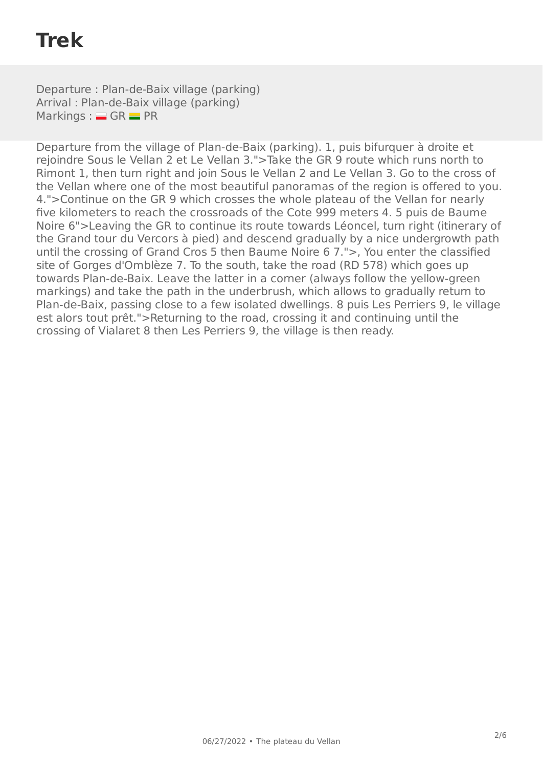# Trek

Departure : Plan-de-Baix village (parking)
Arrival : Plan-de-Baix village (parking)
Markings : GR PR

Departure from the village of Plan-de-Baix (parking). 1, puis bifurquer à droite et rejoindre Sous le Vellan 2 et Le Vellan 3.">Take the GR 9 route which runs north to Rimont 1, then turn right and join Sous le Vellan 2 and Le Vellan 3. Go to the cross of the Vellan where one of the most beautiful panoramas of the region is offered to you. 4.">Continue on the GR 9 which crosses the whole plateau of the Vellan for nearly five kilometers to reach the crossroads of the Cote 999 meters 4. 5 puis de Baume Noire 6">Leaving the GR to continue its route towards Léoncel, turn right (itinerary of the Grand tour du Vercors à pied) and descend gradually by a nice undergrowth path until the crossing of Grand Cros 5 then Baume Noire 6 7.">, You enter the classified site of Gorges d'Omblèze 7. To the south, take the road (RD 578) which goes up towards Plan-de-Baix. Leave the latter in a corner (always follow the yellow-green markings) and take the path in the underbrush, which allows to gradually return to Plan-de-Baix, passing close to a few isolated dwellings. 8 puis Les Perriers 9, le village est alors tout prêt.">Returning to the road, crossing it and continuing until the crossing of Vialaret 8 then Les Perriers 9, the village is then ready.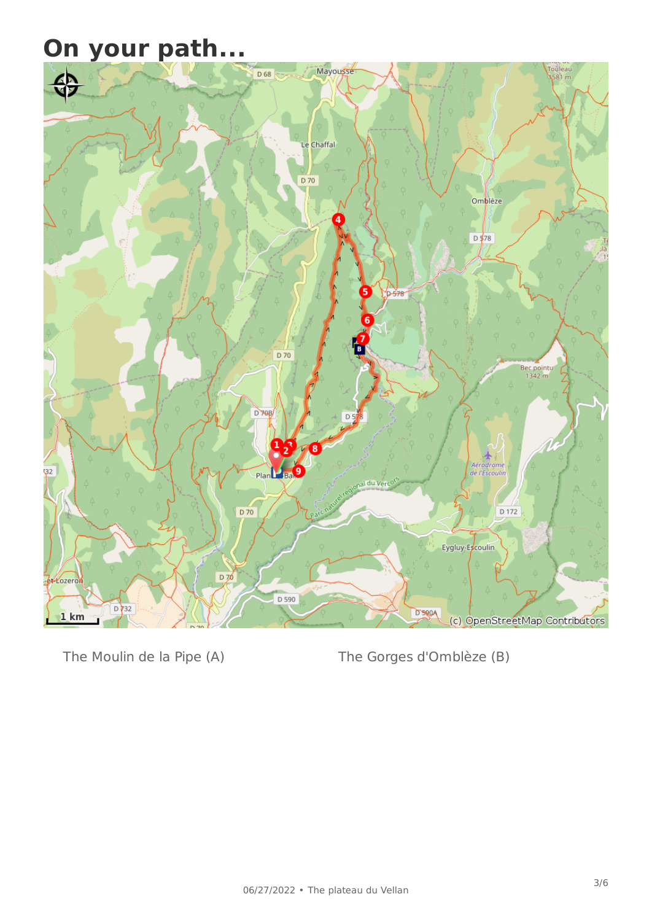# On your path...

The Moulin de la Pipe (A)

The Gorges d'Omblèze (B)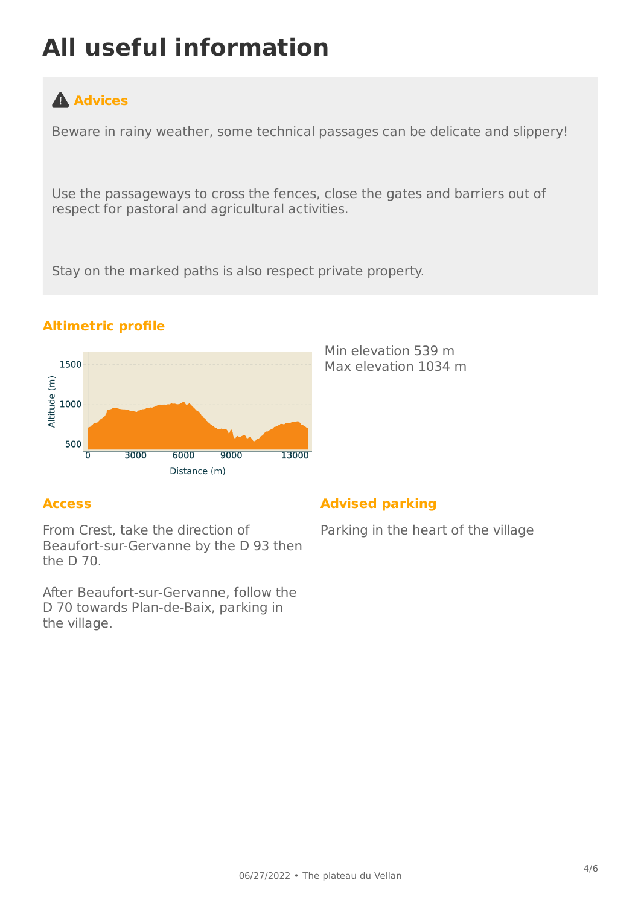# All useful information

## Advices

Beware in rainy weather, some technical passages can be delicate and slippery!

Use the passageways to cross the fences, close the gates and barriers out of respect for pastoral and agricultural activities.

Stay on the marked paths is also respect private property.

## Altimetric profile

Min elevation 539 m
Max elevation 1034 m

## Access

From Crest, take the direction of Beaufort-sur-Gervanne by the D 93 then the D 70.

After Beaufort-sur-Gervanne, follow the D 70 towards Plan-de-Baix, parking in the village.

## Advised parking

Parking in the heart of the village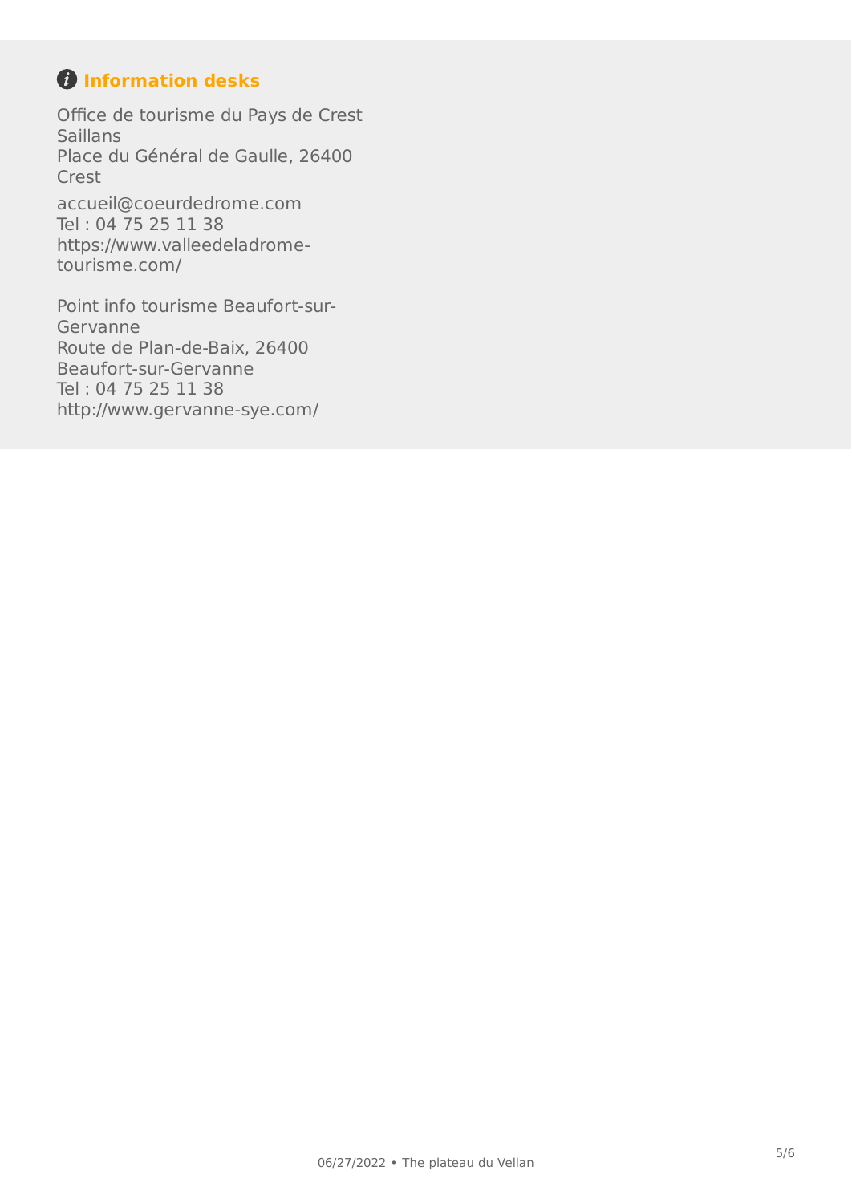## Information desks

Office de tourisme du Pays de Crest Saillans
Place du Général de Gaulle, 26400 Crest

accueil@coeurdedrome.com
Tel : 04 75 25 11 38
https://www.valleedeladrome-tourisme.com/

Point info tourisme Beaufort-sur-Gervanne
Route de Plan-de-Baix, 26400 Beaufort-sur-Gervanne
Tel : 04 75 25 11 38
http://www.gervanne-sye.com/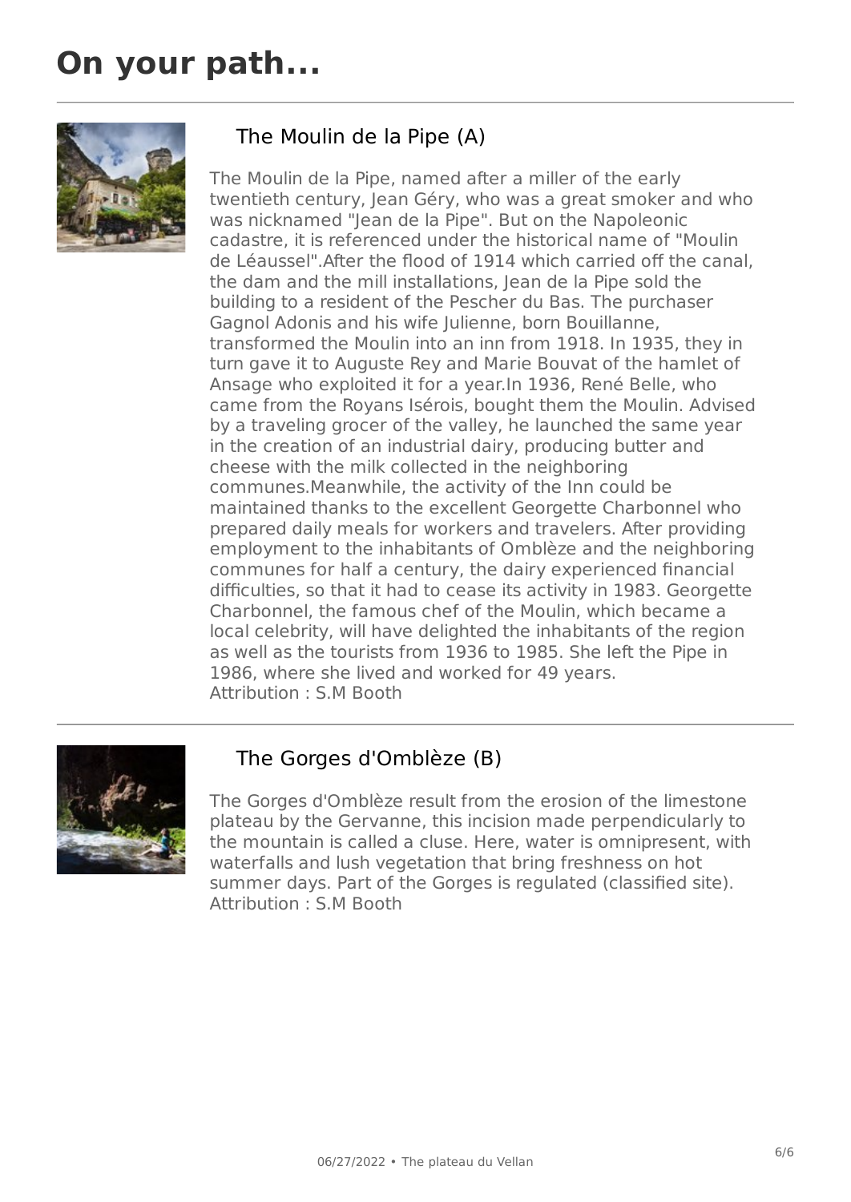# On your path...

## The Moulin de la Pipe (A)

The Moulin de la Pipe, named after a miller of the early twentieth century, Jean Géry, who was a great smoker and who was nicknamed "Jean de la Pipe". But on the Napoleonic cadastre, it is referenced under the historical name of "Moulin de Léaussel".After the flood of 1914 which carried off the canal, the dam and the mill installations, Jean de la Pipe sold the building to a resident of the Pescher du Bas. The purchaser Gagnol Adonis and his wife Julienne, born Bouillanne, transformed the Moulin into an inn from 1918. In 1935, they in turn gave it to Auguste Rey and Marie Bouvat of the hamlet of Ansage who exploited it for a year.In 1936, René Belle, who came from the Royans Isérois, bought them the Moulin. Advised by a traveling grocer of the valley, he launched the same year in the creation of an industrial dairy, producing butter and cheese with the milk collected in the neighboring communes.Meanwhile, the activity of the Inn could be maintained thanks to the excellent Georgette Charbonnel who prepared daily meals for workers and travelers. After providing employment to the inhabitants of Omblèze and the neighboring communes for half a century, the dairy experienced financial difficulties, so that it had to cease its activity in 1983. Georgette Charbonnel, the famous chef of the Moulin, which became a local celebrity, will have delighted the inhabitants of the region as well as the tourists from 1936 to 1985. She left the Pipe in 1986, where she lived and worked for 49 years.
Attribution : S.M Booth

## The Gorges d'Omblèze (B)

The Gorges d'Omblèze result from the erosion of the limestone plateau by the Gervanne, this incision made perpendicularly to the mountain is called a cluse. Here, water is omnipresent, with waterfalls and lush vegetation that bring freshness on hot summer days. Part of the Gorges is regulated (classified site).
Attribution : S.M Booth